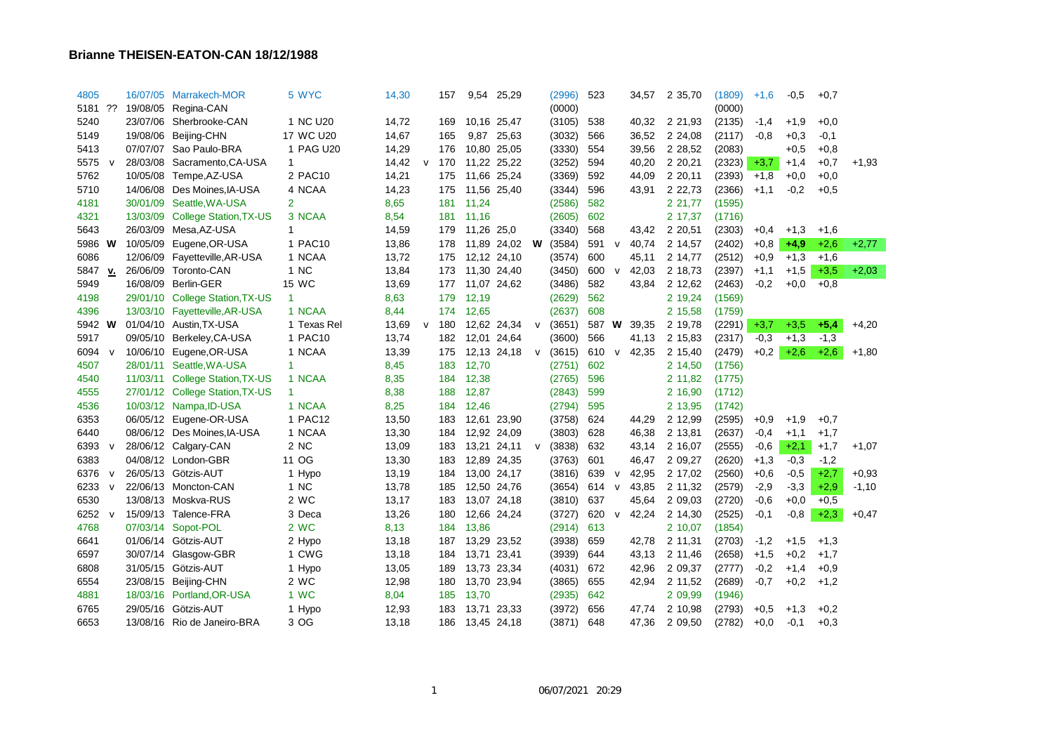**Brianne THEISEN-EATON-CAN 18/12/1988**

| | | | | | | | | | | | | | | | | | | | | | | | |
|---|---|---|---|---|---|---|---|---|---|---|---|---|---|---|---|---|---|---|---|---|---|---|---|
| 4805 | | 16/07/05 | Marrakech-MOR | 5 WYC | 14,30 | | 157 | 9,54 | 25,29 | | (2996) | 523 | | 34,57 | 2 35,70 | (1809) | +1,6 | -0,5 | +0,7 | |
| 5181 | ?? | 19/08/05 | Regina-CAN | | | | | | | | (0000) | | | | | (0000) | | | | |
| 5240 | | 23/07/06 | Sherbrooke-CAN | 1 NC U20 | 14,72 | | 169 | 10,16 | 25,47 | | (3105) | 538 | | 40,32 | 2 21,93 | (2135) | -1,4 | +1,9 | +0,0 | |
| 5149 | | 19/08/06 | Beijing-CHN | 17 WC U20 | 14,67 | | 165 | 9,87 | 25,63 | | (3032) | 566 | | 36,52 | 2 24,08 | (2117) | -0,8 | +0,3 | -0,1 | |
| 5413 | | 07/07/07 | Sao Paulo-BRA | 1 PAG U20 | 14,29 | | 176 | 10,80 | 25,05 | | (3330) | 554 | | 39,56 | 2 28,52 | (2083) | | +0,5 | +0,8 | |
| 5575 | v | 28/03/08 | Sacramento,CA-USA | 1 | 14,42 | v | 170 | 11,22 | 25,22 | | (3252) | 594 | | 40,20 | 2 20,21 | (2323) | +3,7 | +1,4 | +0,7 | +1,93 |
| 5762 | | 10/05/08 | Tempe,AZ-USA | 2 PAC10 | 14,21 | | 175 | 11,66 | 25,24 | | (3369) | 592 | | 44,09 | 2 20,11 | (2393) | +1,8 | +0,0 | +0,0 | |
| 5710 | | 14/06/08 | Des Moines,IA-USA | 4 NCAA | 14,23 | | 175 | 11,56 | 25,40 | | (3344) | 596 | | 43,91 | 2 22,73 | (2366) | +1,1 | -0,2 | +0,5 | |
| 4181 | | 30/01/09 | Seattle,WA-USA | 2 | 8,65 | | 181 | 11,24 | | | (2586) | 582 | | | 2 21,77 | (1595) | | | | |
| 4321 | | 13/03/09 | College Station,TX-US | 3 NCAA | 8,54 | | 181 | 11,16 | | | (2605) | 602 | | | 2 17,37 | (1716) | | | | |
| 5643 | | 26/03/09 | Mesa,AZ-USA | 1 | 14,59 | | 179 | 11,26 | 25,0 | | (3340) | 568 | | 43,42 | 2 20,51 | (2303) | +0,4 | +1,3 | +1,6 | |
| 5986 | **W** | 10/05/09 | Eugene,OR-USA | 1 PAC10 | 13,86 | | 178 | 11,89 | 24,02 | **W** | (3584) | 591 | v | 40,74 | 2 14,57 | (2402) | +0,8 | **+4,9** | +2,6 | +2,77 |
| 6086 | | 12/06/09 | Fayetteville,AR-USA | 1 NCAA | 13,72 | | 175 | 12,12 | 24,10 | | (3574) | 600 | | 45,11 | 2 14,77 | (2512) | +0,9 | +1,3 | +1,6 | |
| 5847 | **v.** | 26/06/09 | Toronto-CAN | 1 NC | 13,84 | | 173 | 11,30 | 24,40 | | (3450) | 600 | v | 42,03 | 2 18,73 | (2397) | +1,1 | +1,5 | +3,5 | +2,03 |
| 5949 | | 16/08/09 | Berlin-GER | 15 WC | 13,69 | | 177 | 11,07 | 24,62 | | (3486) | 582 | | 43,84 | 2 12,62 | (2463) | -0,2 | +0,0 | +0,8 | |
| 4198 | | 29/01/10 | College Station,TX-US | 1 | 8,63 | | 179 | 12,19 | | | (2629) | 562 | | | 2 19,24 | (1569) | | | | |
| 4396 | | 13/03/10 | Fayetteville,AR-USA | 1 NCAA | 8,44 | | 174 | 12,65 | | | (2637) | 608 | | | 2 15,58 | (1759) | | | | |
| 5942 | **W** | 01/04/10 | Austin,TX-USA | 1 Texas Rel | 13,69 | v | 180 | 12,62 | 24,34 | v | (3651) | 587 | **W** | 39,35 | 2 19,78 | (2291) | +3,7 | +3,5 | **+5,4** | +4,20 |
| 5917 | | 09/05/10 | Berkeley,CA-USA | 1 PAC10 | 13,74 | | 182 | 12,01 | 24,64 | | (3600) | 566 | | 41,13 | 2 15,83 | (2317) | -0,3 | +1,3 | -1,3 | |
| 6094 | v | 10/06/10 | Eugene,OR-USA | 1 NCAA | 13,39 | | 175 | 12,13 | 24,18 | v | (3615) | 610 | v | 42,35 | 2 15,40 | (2479) | +0,2 | +2,6 | +2,6 | +1,80 |
| 4507 | | 28/01/11 | Seattle,WA-USA | 1 | 8,45 | | 183 | 12,70 | | | (2751) | 602 | | | 2 14,50 | (1756) | | | | |
| 4540 | | 11/03/11 | College Station,TX-US | 1 NCAA | 8,35 | | 184 | 12,38 | | | (2765) | 596 | | | 2 11,82 | (1775) | | | | |
| 4555 | | 27/01/12 | College Station,TX-US | 1 | 8,38 | | 188 | 12,87 | | | (2843) | 599 | | | 2 16,90 | (1712) | | | | |
| 4536 | | 10/03/12 | Nampa,ID-USA | 1 NCAA | 8,25 | | 184 | 12,46 | | | (2794) | 595 | | | 2 13,95 | (1742) | | | | |
| 6353 | | 06/05/12 | Eugene-OR-USA | 1 PAC12 | 13,50 | | 183 | 12,61 | 23,90 | | (3758) | 624 | | 44,29 | 2 12,99 | (2595) | +0,9 | +1,9 | +0,7 | |
| 6440 | | 08/06/12 | Des Moines,IA-USA | 1 NCAA | 13,30 | | 184 | 12,92 | 24,09 | | (3803) | 628 | | 46,38 | 2 13,81 | (2637) | -0,4 | +1,1 | +1,7 | |
| 6393 | v | 28/06/12 | Calgary-CAN | 2 NC | 13,09 | | 183 | 13,21 | 24,11 | v | (3838) | 632 | | 43,14 | 2 16,07 | (2555) | -0,6 | +2,1 | +1,7 | +1,07 |
| 6383 | | 04/08/12 | London-GBR | 11 OG | 13,30 | | 183 | 12,89 | 24,35 | | (3763) | 601 | | 46,47 | 2 09,27 | (2620) | +1,3 | -0,3 | -1,2 | |
| 6376 | v | 26/05/13 | Götzis-AUT | 1 Hypo | 13,19 | | 184 | 13,00 | 24,17 | | (3816) | 639 | v | 42,95 | 2 17,02 | (2560) | +0,6 | -0,5 | +2,7 | +0,93 |
| 6233 | v | 22/06/13 | Moncton-CAN | 1 NC | 13,78 | | 185 | 12,50 | 24,76 | | (3654) | 614 | v | 43,85 | 2 11,32 | (2579) | -2,9 | -3,3 | +2,9 | -1,10 |
| 6530 | | 13/08/13 | Moskva-RUS | 2 WC | 13,17 | | 183 | 13,07 | 24,18 | | (3810) | 637 | | 45,64 | 2 09,03 | (2720) | -0,6 | +0,0 | +0,5 | |
| 6252 | v | 15/09/13 | Talence-FRA | 3 Deca | 13,26 | | 180 | 12,66 | 24,24 | | (3727) | 620 | v | 42,24 | 2 14,30 | (2525) | -0,1 | -0,8 | +2,3 | +0,47 |
| 4768 | | 07/03/14 | Sopot-POL | 2 WC | 8,13 | | 184 | 13,86 | | | (2914) | 613 | | | 2 10,07 | (1854) | | | | |
| 6641 | | 01/06/14 | Götzis-AUT | 2 Hypo | 13,18 | | 187 | 13,29 | 23,52 | | (3938) | 659 | | 42,78 | 2 11,31 | (2703) | -1,2 | +1,5 | +1,3 | |
| 6597 | | 30/07/14 | Glasgow-GBR | 1 CWG | 13,18 | | 184 | 13,71 | 23,41 | | (3939) | 644 | | 43,13 | 2 11,46 | (2658) | +1,5 | +0,2 | +1,7 | |
| 6808 | | 31/05/15 | Götzis-AUT | 1 Hypo | 13,05 | | 189 | 13,73 | 23,34 | | (4031) | 672 | | 42,96 | 2 09,37 | (2777) | -0,2 | +1,4 | +0,9 | |
| 6554 | | 23/08/15 | Beijing-CHN | 2 WC | 12,98 | | 180 | 13,70 | 23,94 | | (3865) | 655 | | 42,94 | 2 11,52 | (2689) | -0,7 | +0,2 | +1,2 | |
| 4881 | | 18/03/16 | Portland,OR-USA | 1 WC | 8,04 | | 185 | 13,70 | | | (2935) | 642 | | | 2 09,99 | (1946) | | | | |
| 6765 | | 29/05/16 | Götzis-AUT | 1 Hypo | 12,93 | | 183 | 13,71 | 23,33 | | (3972) | 656 | | 47,74 | 2 10,98 | (2793) | +0,5 | +1,3 | +0,2 | |
| 6653 | | 13/08/16 | Rio de Janeiro-BRA | 3 OG | 13,18 | | 186 | 13,45 | 24,18 | | (3871) | 648 | | 47,36 | 2 09,50 | (2782) | +0,0 | -0,1 | +0,3 | |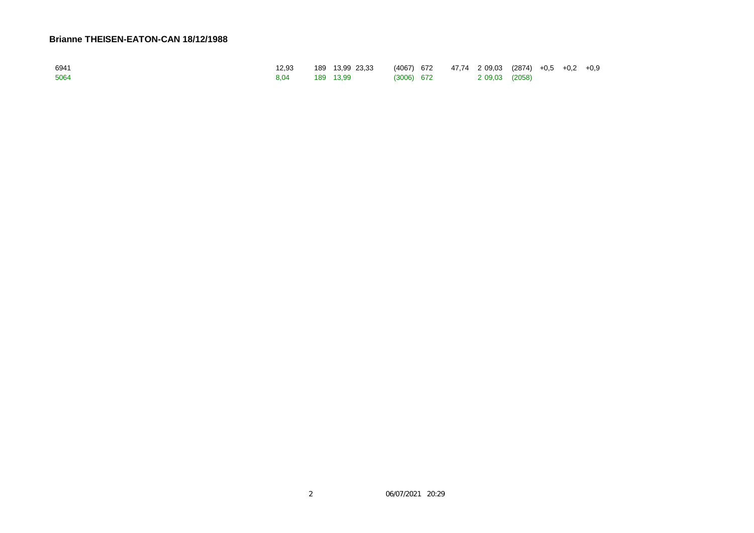**Brianne THEISEN-EATON-CAN 18/12/1988**

| | | | | | | | | | | | | | |
|---|---|---|---|---|---|---|---|---|---|---|---|---|---|
| 6941 | 12,93 | 189 | 13,99 | 23,33 | (4067) | 672 | 47,74 | 2 09,03 | (2874) | +0,5 | +0,2 | +0,9 |
| 5064 | 8,04 | 189 | 13,99 | | (3006) | 672 | | 2 09,03 | (2058) | | | |